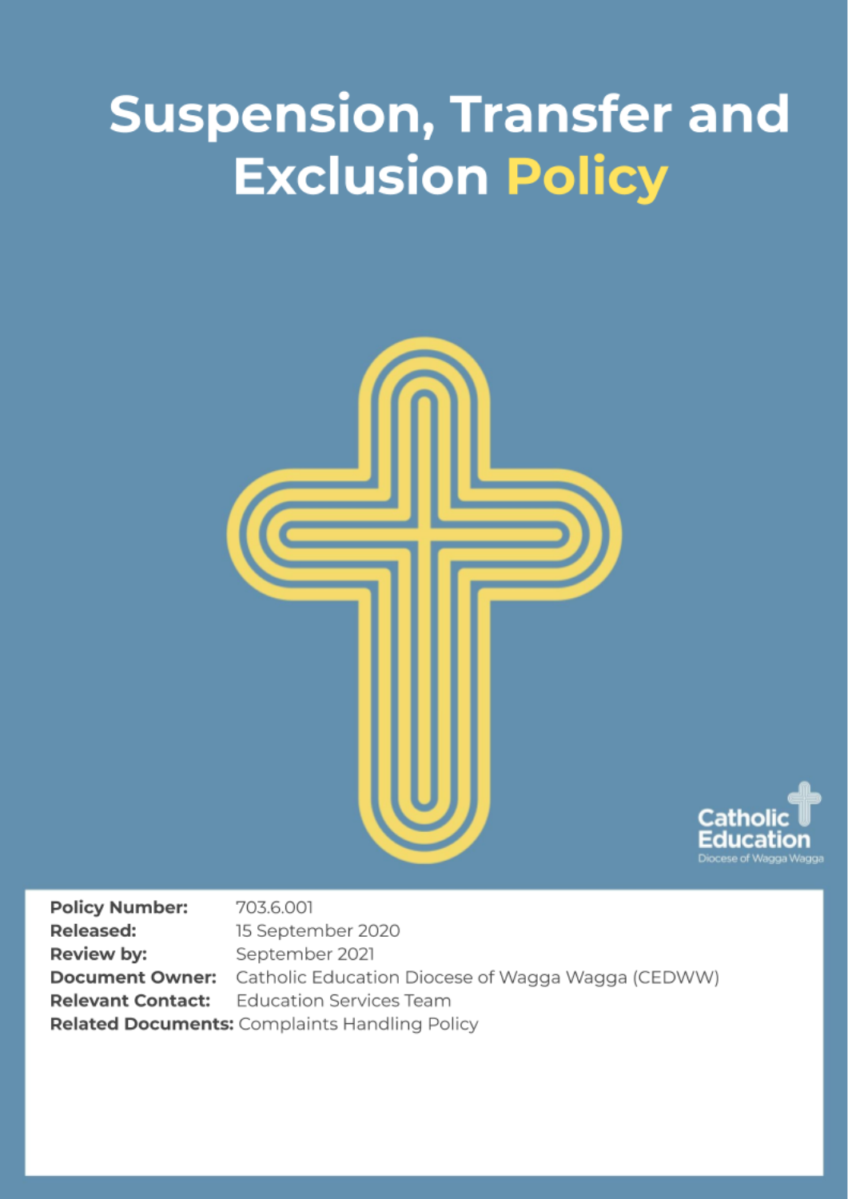# Suspension, Transfer and Exclusion Policy

Catholic Education
Diocese of Wagga Wagga

**Policy Number:** 703.6.001
**Released:** 15 September 2020
**Review by:** September 2021
**Document Owner:** Catholic Education Diocese of Wagga Wagga (CEDWW)
**Relevant Contact:** Education Services Team
**Related Documents:** Complaints Handling Policy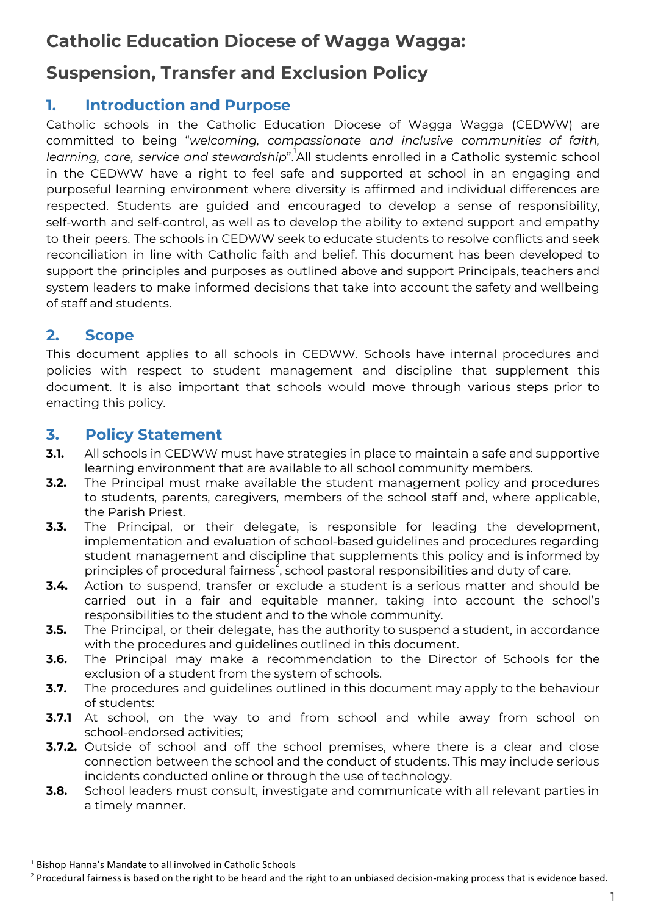# Catholic Education Diocese of Wagga Wagga:

# Suspension, Transfer and Exclusion Policy

## 1. Introduction and Purpose

Catholic schools in the Catholic Education Diocese of Wagga Wagga (CEDWW) are committed to being "*welcoming, compassionate and inclusive communities of faith, learning, care, service and stewardship*".[1] All students enrolled in a Catholic systemic school in the CEDWW have a right to feel safe and supported at school in an engaging and purposeful learning environment where diversity is affirmed and individual differences are respected. Students are guided and encouraged to develop a sense of responsibility, self-worth and self-control, as well as to develop the ability to extend support and empathy to their peers. The schools in CEDWW seek to educate students to resolve conflicts and seek reconciliation in line with Catholic faith and belief. This document has been developed to support the principles and purposes as outlined above and support Principals, teachers and system leaders to make informed decisions that take into account the safety and wellbeing of staff and students.

## 2. Scope

This document applies to all schools in CEDWW. Schools have internal procedures and policies with respect to student management and discipline that supplement this document. It is also important that schools would move through various steps prior to enacting this policy.

## 3. Policy Statement

**3.1.** All schools in CEDWW must have strategies in place to maintain a safe and supportive learning environment that are available to all school community members.

**3.2.** The Principal must make available the student management policy and procedures to students, parents, caregivers, members of the school staff and, where applicable, the Parish Priest.

**3.3.** The Principal, or their delegate, is responsible for leading the development, implementation and evaluation of school-based guidelines and procedures regarding student management and discipline that supplements this policy and is informed by principles of procedural fairness[2], school pastoral responsibilities and duty of care.

**3.4.** Action to suspend, transfer or exclude a student is a serious matter and should be carried out in a fair and equitable manner, taking into account the school's responsibilities to the student and to the whole community.

**3.5.** The Principal, or their delegate, has the authority to suspend a student, in accordance with the procedures and guidelines outlined in this document.

**3.6.** The Principal may make a recommendation to the Director of Schools for the exclusion of a student from the system of schools.

**3.7.** The procedures and guidelines outlined in this document may apply to the behaviour of students:

**3.7.1** At school, on the way to and from school and while away from school on school-endorsed activities;

**3.7.2.** Outside of school and off the school premises, where there is a clear and close connection between the school and the conduct of students. This may include serious incidents conducted online or through the use of technology.

**3.8.** School leaders must consult, investigate and communicate with all relevant parties in a timely manner.

---

[1] Bishop Hanna's Mandate to all involved in Catholic Schools

[2] Procedural fairness is based on the right to be heard and the right to an unbiased decision-making process that is evidence based.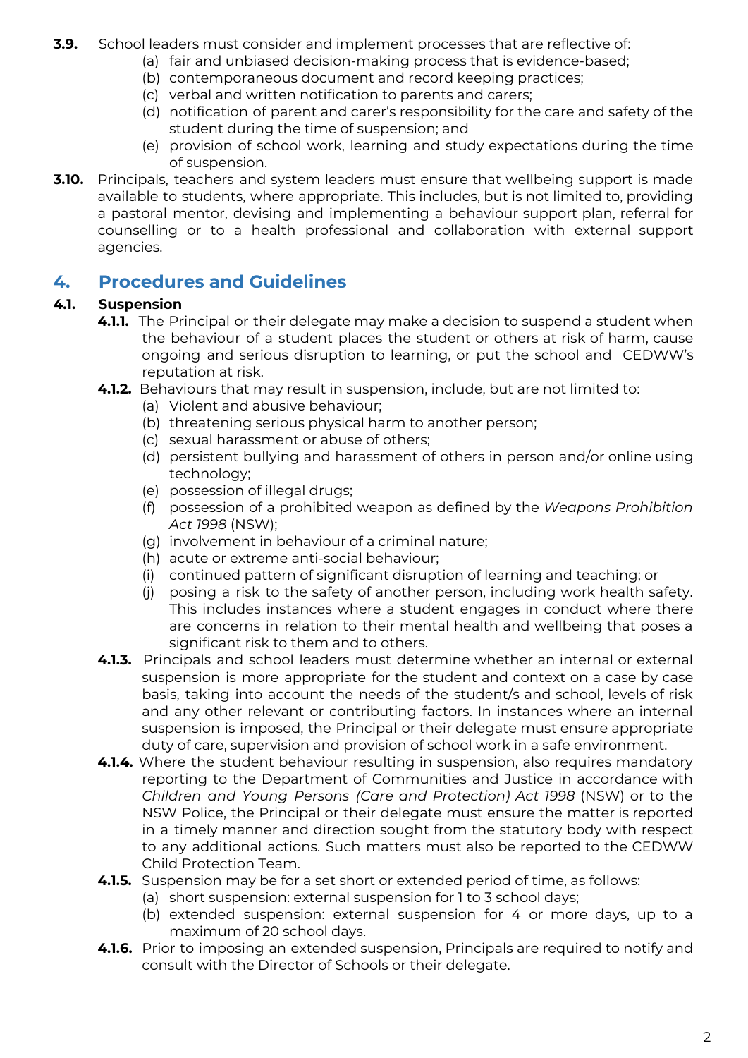**3.9.** School leaders must consider and implement processes that are reflective of:

(a) fair and unbiased decision-making process that is evidence-based;
(b) contemporaneous document and record keeping practices;
(c) verbal and written notification to parents and carers;
(d) notification of parent and carer's responsibility for the care and safety of the student during the time of suspension; and
(e) provision of school work, learning and study expectations during the time of suspension.

**3.10.** Principals, teachers and system leaders must ensure that wellbeing support is made available to students, where appropriate. This includes, but is not limited to, providing a pastoral mentor, devising and implementing a behaviour support plan, referral for counselling or to a health professional and collaboration with external support agencies.

## 4. Procedures and Guidelines

### 4.1. Suspension

**4.1.1.** The Principal or their delegate may make a decision to suspend a student when the behaviour of a student places the student or others at risk of harm, cause ongoing and serious disruption to learning, or put the school and CEDWW's reputation at risk.

**4.1.2.** Behaviours that may result in suspension, include, but are not limited to:

(a) Violent and abusive behaviour;
(b) threatening serious physical harm to another person;
(c) sexual harassment or abuse of others;
(d) persistent bullying and harassment of others in person and/or online using technology;
(e) possession of illegal drugs;
(f) possession of a prohibited weapon as defined by the *Weapons Prohibition Act 1998* (NSW);
(g) involvement in behaviour of a criminal nature;
(h) acute or extreme anti-social behaviour;
(i) continued pattern of significant disruption of learning and teaching; or
(j) posing a risk to the safety of another person, including work health safety. This includes instances where a student engages in conduct where there are concerns in relation to their mental health and wellbeing that poses a significant risk to them and to others.

**4.1.3.** Principals and school leaders must determine whether an internal or external suspension is more appropriate for the student and context on a case by case basis, taking into account the needs of the student/s and school, levels of risk and any other relevant or contributing factors. In instances where an internal suspension is imposed, the Principal or their delegate must ensure appropriate duty of care, supervision and provision of school work in a safe environment.

**4.1.4.** Where the student behaviour resulting in suspension, also requires mandatory reporting to the Department of Communities and Justice in accordance with *Children and Young Persons (Care and Protection) Act 1998* (NSW) or to the NSW Police, the Principal or their delegate must ensure the matter is reported in a timely manner and direction sought from the statutory body with respect to any additional actions. Such matters must also be reported to the CEDWW Child Protection Team.

**4.1.5.** Suspension may be for a set short or extended period of time, as follows:

(a) short suspension: external suspension for 1 to 3 school days;
(b) extended suspension: external suspension for 4 or more days, up to a maximum of 20 school days.

**4.1.6.** Prior to imposing an extended suspension, Principals are required to notify and consult with the Director of Schools or their delegate.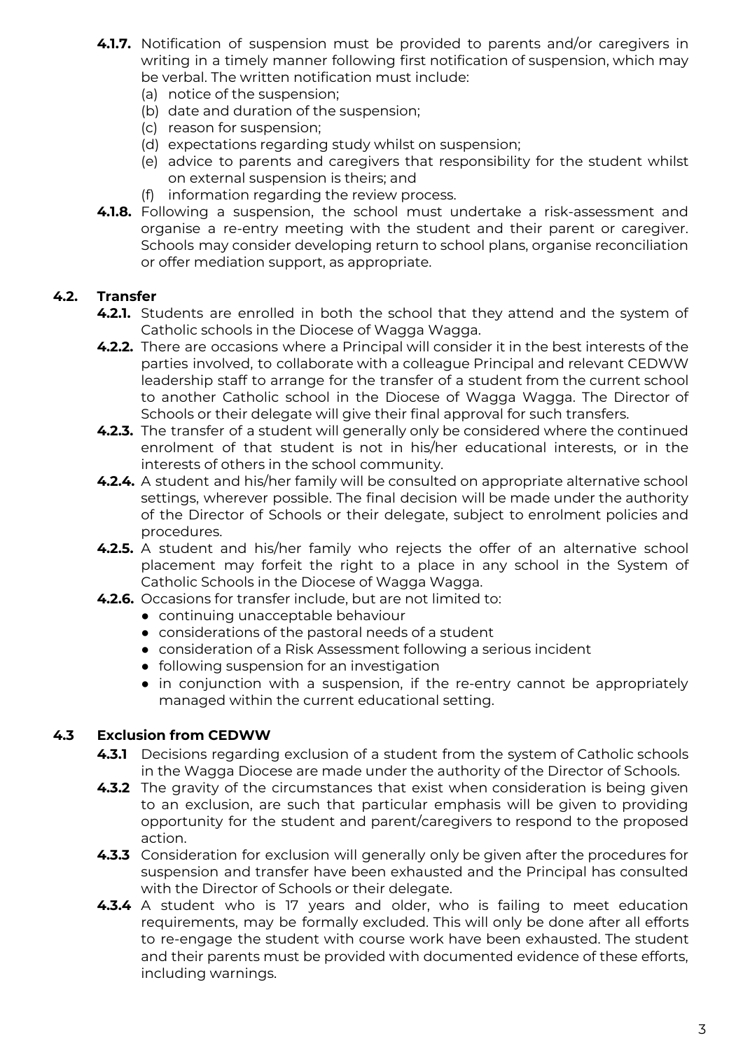**4.1.7.** Notification of suspension must be provided to parents and/or caregivers in writing in a timely manner following first notification of suspension, which may be verbal. The written notification must include:

(a) notice of the suspension;
(b) date and duration of the suspension;
(c) reason for suspension;
(d) expectations regarding study whilst on suspension;
(e) advice to parents and caregivers that responsibility for the student whilst on external suspension is theirs; and
(f) information regarding the review process.

**4.1.8.** Following a suspension, the school must undertake a risk-assessment and organise a re-entry meeting with the student and their parent or caregiver. Schools may consider developing return to school plans, organise reconciliation or offer mediation support, as appropriate.

### 4.2. Transfer

**4.2.1.** Students are enrolled in both the school that they attend and the system of Catholic schools in the Diocese of Wagga Wagga.

**4.2.2.** There are occasions where a Principal will consider it in the best interests of the parties involved, to collaborate with a colleague Principal and relevant CEDWW leadership staff to arrange for the transfer of a student from the current school to another Catholic school in the Diocese of Wagga Wagga. The Director of Schools or their delegate will give their final approval for such transfers.

**4.2.3.** The transfer of a student will generally only be considered where the continued enrolment of that student is not in his/her educational interests, or in the interests of others in the school community.

**4.2.4.** A student and his/her family will be consulted on appropriate alternative school settings, wherever possible. The final decision will be made under the authority of the Director of Schools or their delegate, subject to enrolment policies and procedures.

**4.2.5.** A student and his/her family who rejects the offer of an alternative school placement may forfeit the right to a place in any school in the System of Catholic Schools in the Diocese of Wagga Wagga.

**4.2.6.** Occasions for transfer include, but are not limited to:

- continuing unacceptable behaviour
- considerations of the pastoral needs of a student
- consideration of a Risk Assessment following a serious incident
- following suspension for an investigation
- in conjunction with a suspension, if the re-entry cannot be appropriately managed within the current educational setting.

### 4.3 Exclusion from CEDWW

**4.3.1** Decisions regarding exclusion of a student from the system of Catholic schools in the Wagga Diocese are made under the authority of the Director of Schools.

**4.3.2** The gravity of the circumstances that exist when consideration is being given to an exclusion, are such that particular emphasis will be given to providing opportunity for the student and parent/caregivers to respond to the proposed action.

**4.3.3** Consideration for exclusion will generally only be given after the procedures for suspension and transfer have been exhausted and the Principal has consulted with the Director of Schools or their delegate.

**4.3.4** A student who is 17 years and older, who is failing to meet education requirements, may be formally excluded. This will only be done after all efforts to re-engage the student with course work have been exhausted. The student and their parents must be provided with documented evidence of these efforts, including warnings.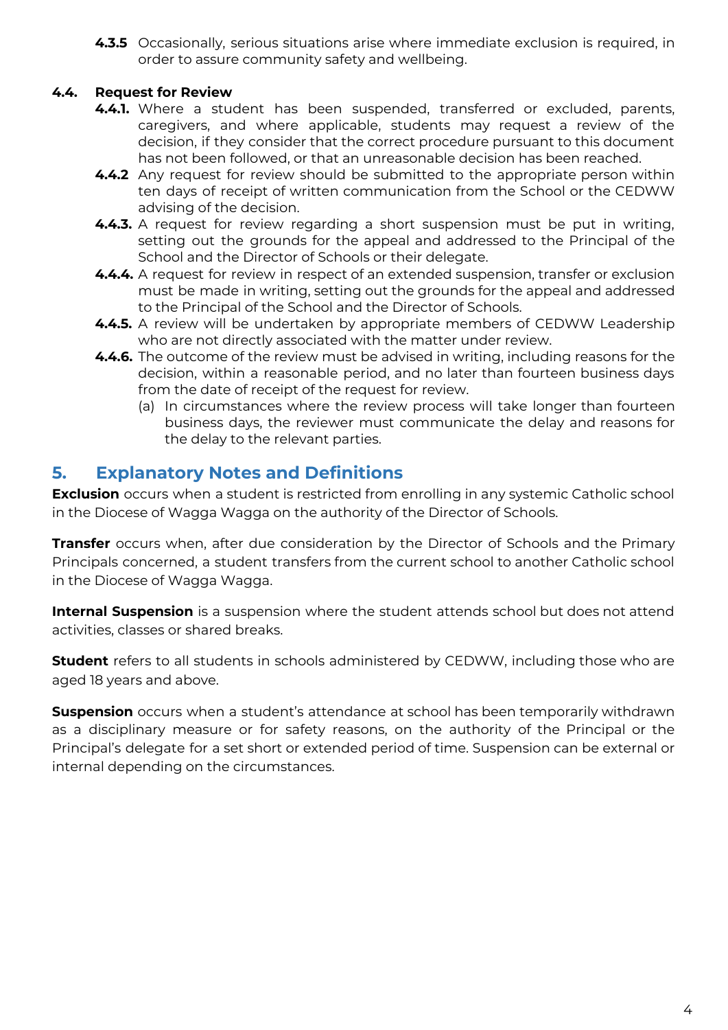**4.3.5** Occasionally, serious situations arise where immediate exclusion is required, in order to assure community safety and wellbeing.

**4.4. Request for Review**

**4.4.1.** Where a student has been suspended, transferred or excluded, parents, caregivers, and where applicable, students may request a review of the decision, if they consider that the correct procedure pursuant to this document has not been followed, or that an unreasonable decision has been reached.

**4.4.2** Any request for review should be submitted to the appropriate person within ten days of receipt of written communication from the School or the CEDWW advising of the decision.

**4.4.3.** A request for review regarding a short suspension must be put in writing, setting out the grounds for the appeal and addressed to the Principal of the School and the Director of Schools or their delegate.

**4.4.4.** A request for review in respect of an extended suspension, transfer or exclusion must be made in writing, setting out the grounds for the appeal and addressed to the Principal of the School and the Director of Schools.

**4.4.5.** A review will be undertaken by appropriate members of CEDWW Leadership who are not directly associated with the matter under review.

**4.4.6.** The outcome of the review must be advised in writing, including reasons for the decision, within a reasonable period, and no later than fourteen business days from the date of receipt of the request for review.

(a) In circumstances where the review process will take longer than fourteen business days, the reviewer must communicate the delay and reasons for the delay to the relevant parties.

## 5. Explanatory Notes and Definitions

**Exclusion** occurs when a student is restricted from enrolling in any systemic Catholic school in the Diocese of Wagga Wagga on the authority of the Director of Schools.

**Transfer** occurs when, after due consideration by the Director of Schools and the Primary Principals concerned, a student transfers from the current school to another Catholic school in the Diocese of Wagga Wagga.

**Internal Suspension** is a suspension where the student attends school but does not attend activities, classes or shared breaks.

**Student** refers to all students in schools administered by CEDWW, including those who are aged 18 years and above.

**Suspension** occurs when a student's attendance at school has been temporarily withdrawn as a disciplinary measure or for safety reasons, on the authority of the Principal or the Principal's delegate for a set short or extended period of time. Suspension can be external or internal depending on the circumstances.